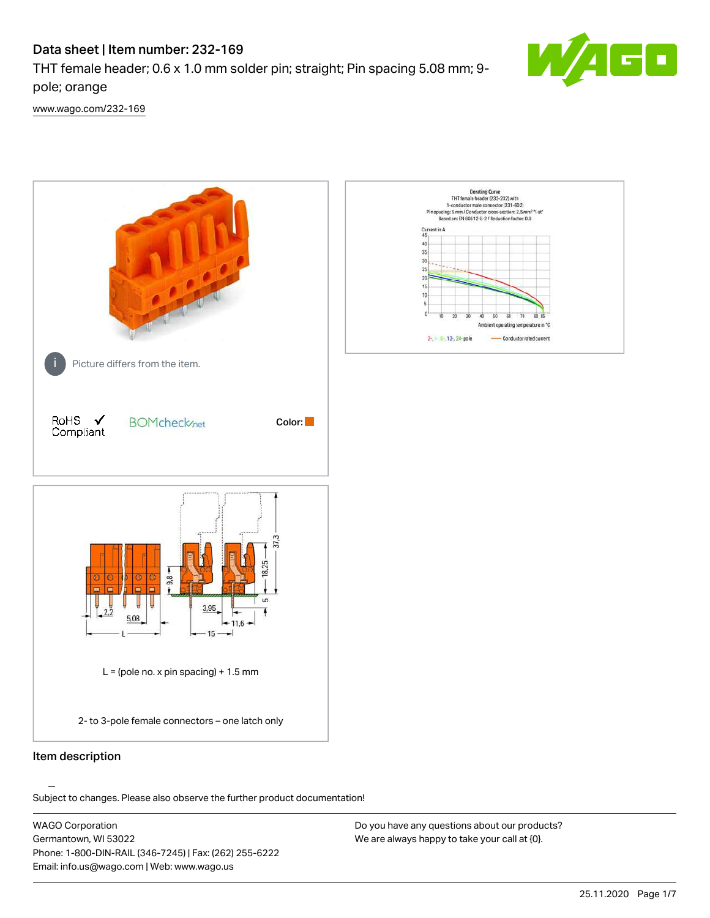# Data sheet | Item number: 232-169

THT female header; 0.6 x 1.0 mm solder pin; straight; Pin spacing 5.08 mm; 9-pole; orange

www.wago.com/232-169

Picture differs from the item.

RoHS ✓ Compliant

BOMcheck.net

Color:

L = (pole no. x pin spacing) + 1.5 mm

2- to 3-pole female connectors – one latch only

## Item description

Subject to changes. Please also observe the further product documentation!

WAGO Corporation
Germantown, WI 53022
Phone: 1-800-DIN-RAIL (346-7245) | Fax: (262) 255-6222
Email: info.us@wago.com | Web: www.wago.us

Do you have any questions about our products?
We are always happy to take your call at {0}.

25.11.2020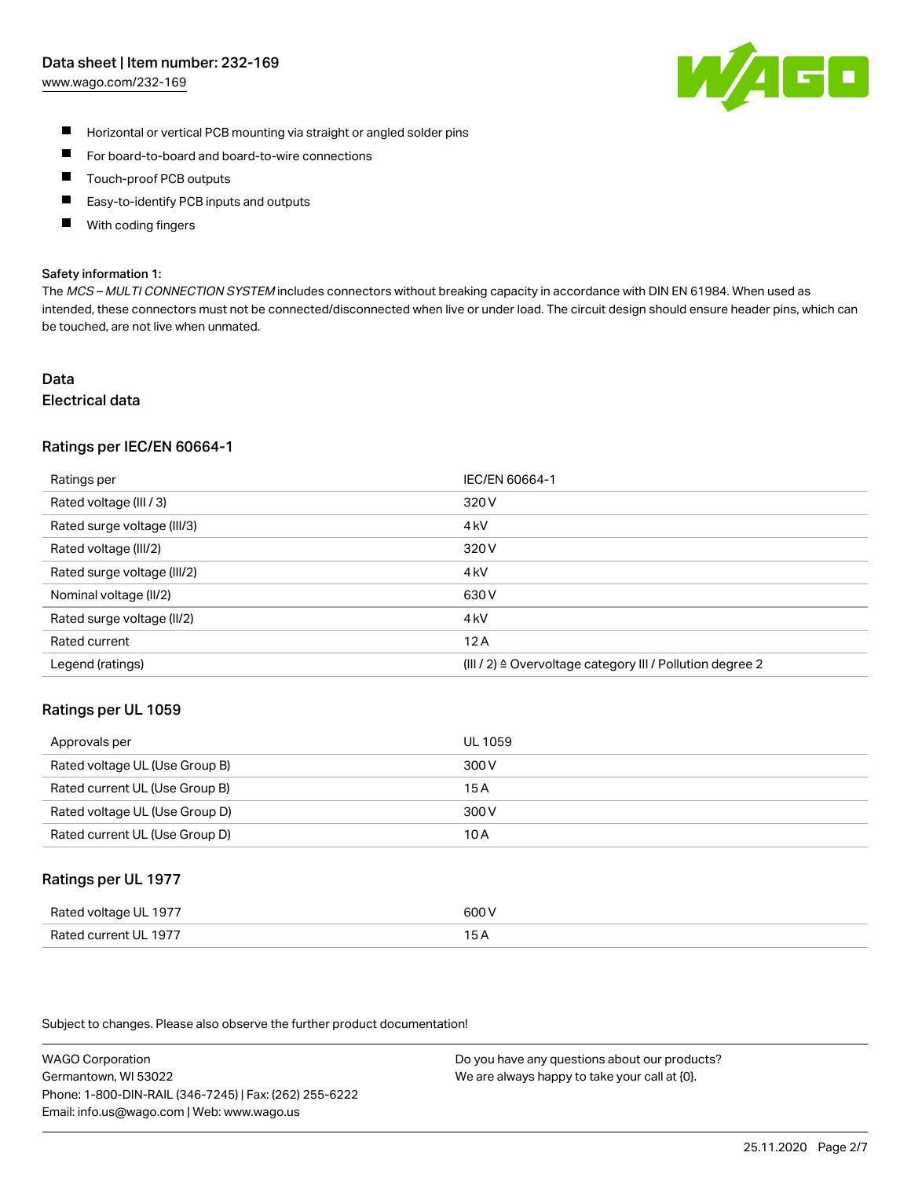- Horizontal or vertical PCB mounting via straight or angled solder pins
- For board-to-board and board-to-wire connections
- Touch-proof PCB outputs
- Easy-to-identify PCB inputs and outputs
- With coding fingers

**Safety information 1:**

The *MCS – MULTI CONNECTION SYSTEM* includes connectors without breaking capacity in accordance with DIN EN 61984. When used as intended, these connectors must not be connected/disconnected when live or under load. The circuit design should ensure header pins, which can be touched, are not live when unmated.

# Data

## Electrical data

### Ratings per IEC/EN 60664-1

| Ratings per | IEC/EN 60664-1 |
|---|---|
| Rated voltage (III / 3) | 320 V |
| Rated surge voltage (III/3) | 4 kV |
| Rated voltage (III/2) | 320 V |
| Rated surge voltage (III/2) | 4 kV |
| Nominal voltage (II/2) | 630 V |
| Rated surge voltage (II/2) | 4 kV |
| Rated current | 12 A |
| Legend (ratings) | (III / 2) ≙ Overvoltage category III / Pollution degree 2 |

### Ratings per UL 1059

| Approvals per | UL 1059 |
|---|---|
| Rated voltage UL (Use Group B) | 300 V |
| Rated current UL (Use Group B) | 15 A |
| Rated voltage UL (Use Group D) | 300 V |
| Rated current UL (Use Group D) | 10 A |

### Ratings per UL 1977

| | |
|---|---|
| Rated voltage UL 1977 | 600 V |
| Rated current UL 1977 | 15 A |

Subject to changes. Please also observe the further product documentation!

WAGO Corporation
Germantown, WI 53022
Phone: 1-800-DIN-RAIL (346-7245) | Fax: (262) 255-6222
Email: info.us@wago.com | Web: www.wago.us

Do you have any questions about our products?
We are always happy to take your call at {0}.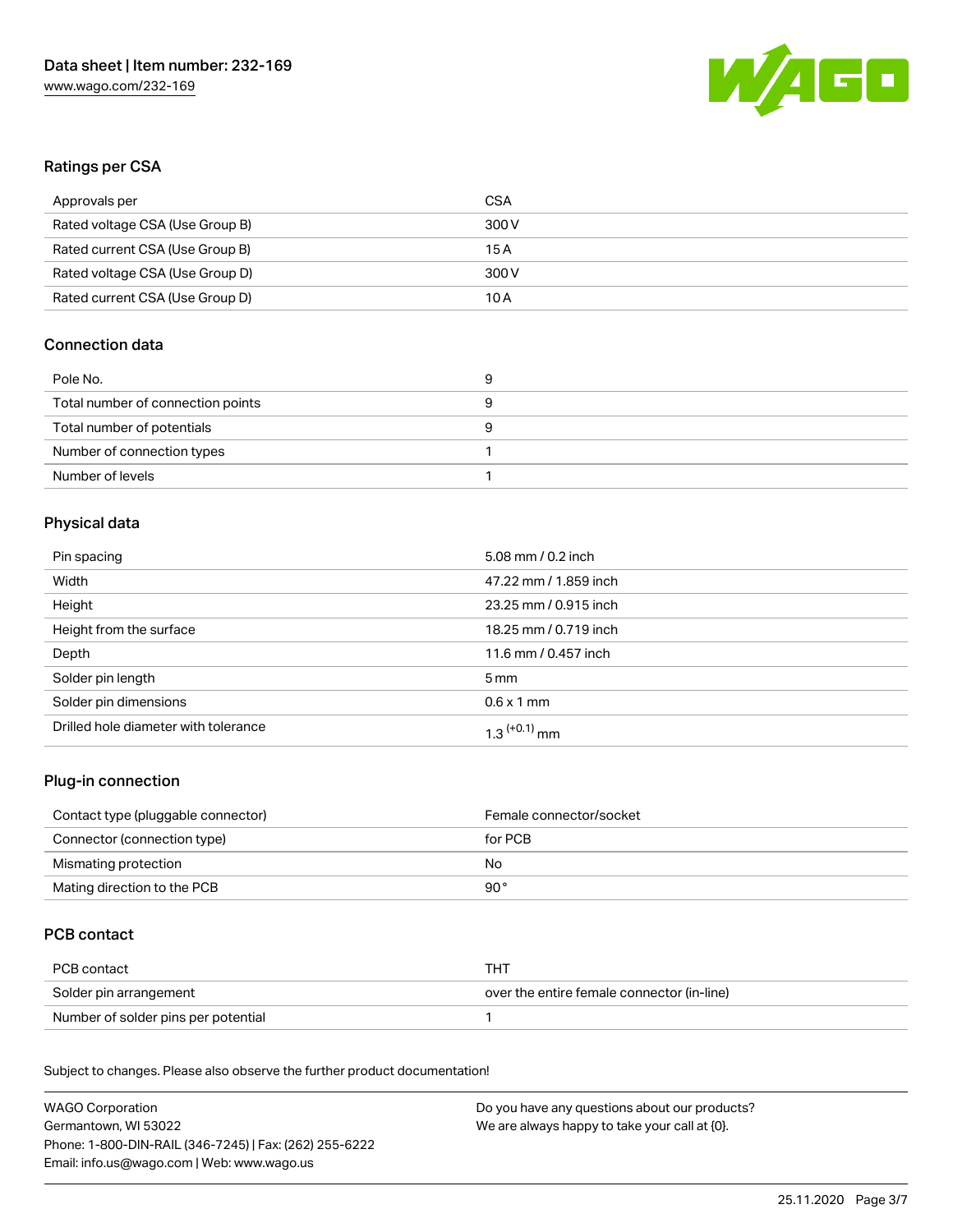## Ratings per CSA

| Approvals per | CSA |
|---|---|
| Rated voltage CSA (Use Group B) | 300 V |
| Rated current CSA (Use Group B) | 15 A |
| Rated voltage CSA (Use Group D) | 300 V |
| Rated current CSA (Use Group D) | 10 A |

## Connection data

| Pole No. | 9 |
|---|---|
| Total number of connection points | 9 |
| Total number of potentials | 9 |
| Number of connection types | 1 |
| Number of levels | 1 |

## Physical data

| Pin spacing | 5.08 mm / 0.2 inch |
|---|---|
| Width | 47.22 mm / 1.859 inch |
| Height | 23.25 mm / 0.915 inch |
| Height from the surface | 18.25 mm / 0.719 inch |
| Depth | 11.6 mm / 0.457 inch |
| Solder pin length | 5 mm |
| Solder pin dimensions | 0.6 x 1 mm |
| Drilled hole diameter with tolerance | $1.3^{(+0.1)}$ mm |

## Plug-in connection

| Contact type (pluggable connector) | Female connector/socket |
|---|---|
| Connector (connection type) | for PCB |
| Mismating protection | No |
| Mating direction to the PCB | 90° |

## PCB contact

| PCB contact | THT |
|---|---|
| Solder pin arrangement | over the entire female connector (in-line) |
| Number of solder pins per potential | 1 |

Subject to changes. Please also observe the further product documentation!

WAGO Corporation
Germantown, WI 53022
Phone: 1-800-DIN-RAIL (346-7245) | Fax: (262) 255-6222
Email: info.us@wago.com | Web: www.wago.us

Do you have any questions about our products?
We are always happy to take your call at {0}.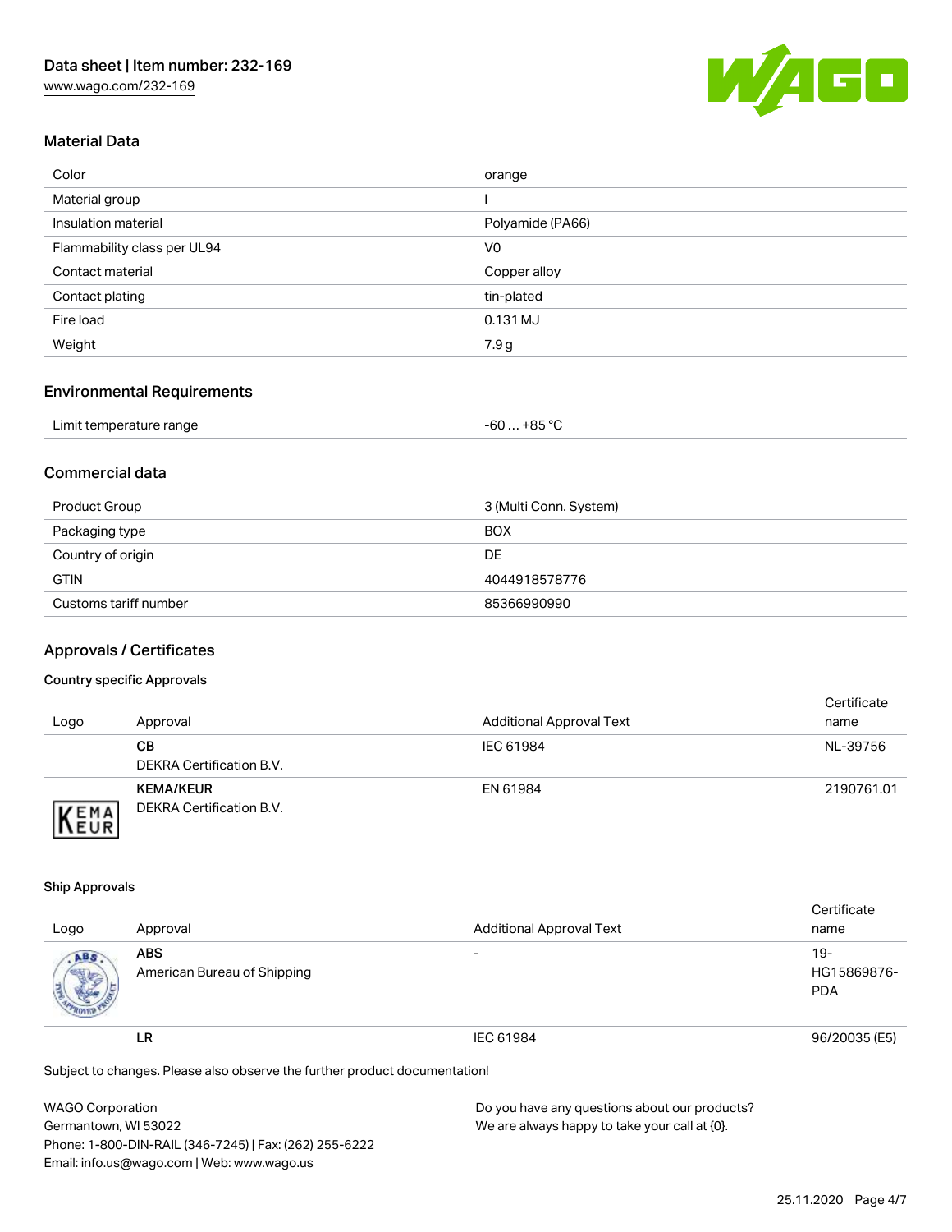## Material Data

| | |
|---|---|
| Color | orange |
| Material group | I |
| Insulation material | Polyamide (PA66) |
| Flammability class per UL94 | V0 |
| Contact material | Copper alloy |
| Contact plating | tin-plated |
| Fire load | 0.131 MJ |
| Weight | 7.9 g |

## Environmental Requirements

| | |
|---|---|
| Limit temperature range | -60 … +85 °C |

## Commercial data

| | |
|---|---|
| Product Group | 3 (Multi Conn. System) |
| Packaging type | BOX |
| Country of origin | DE |
| GTIN | 4044918578776 |
| Customs tariff number | 85366990990 |

## Approvals / Certificates

### Country specific Approvals

| Logo | Approval | Additional Approval Text | Certificate name |
|---|---|---|---|
| | **CB** DEKRA Certification B.V. | IEC 61984 | NL-39756 |
| | **KEMA/KEUR** DEKRA Certification B.V. | EN 61984 | 2190761.01 |

### Ship Approvals

| Logo | Approval | Additional Approval Text | Certificate name |
|---|---|---|---|
| | **ABS** American Bureau of Shipping | - | 19-HG15869876-PDA |
| | **LR** | IEC 61984 | 96/20035 (E5) |

Subject to changes. Please also observe the further product documentation!

WAGO Corporation
Germantown, WI 53022
Phone: 1-800-DIN-RAIL (346-7245) | Fax: (262) 255-6222
Email: info.us@wago.com | Web: www.wago.us

Do you have any questions about our products?
We are always happy to take your call at {0}.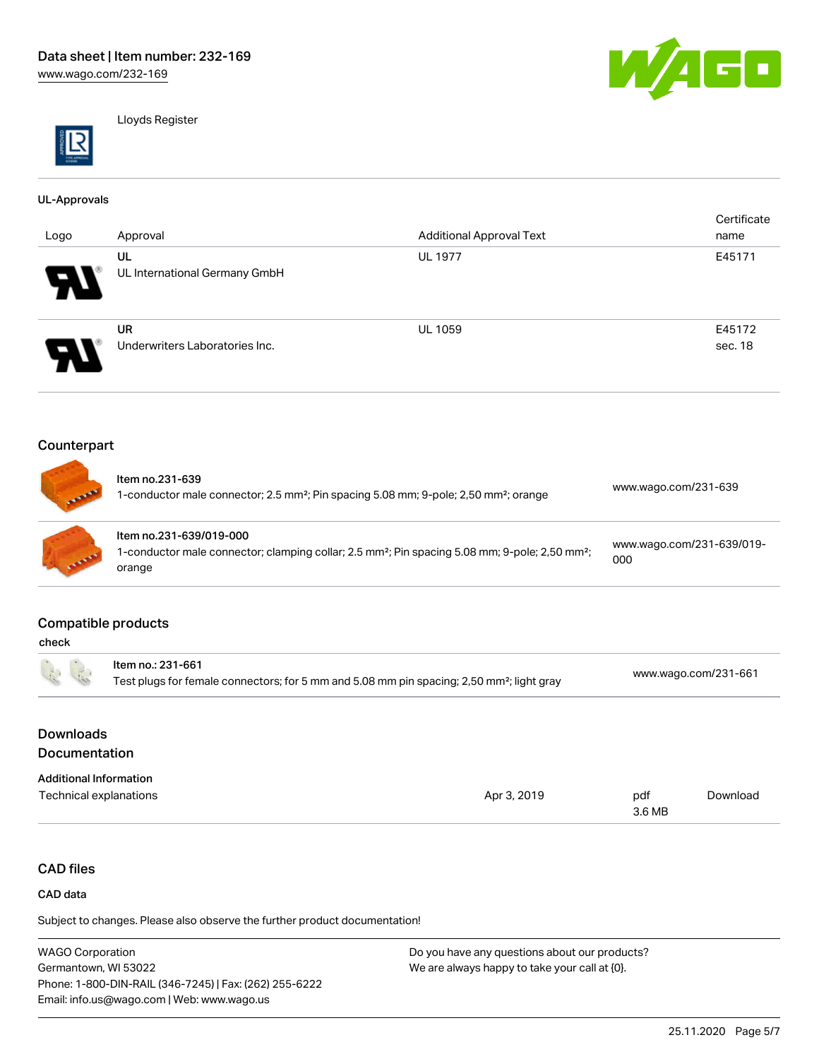Lloyds Register

### UL-Approvals

| Logo | Approval | Additional Approval Text | Certificate name |
|---|---|---|---|
| | UL<br>UL International Germany GmbH | UL 1977 | E45171 |
| | UR<br>Underwriters Laboratories Inc. | UL 1059 | E45172 sec. 18 |

## Counterpart

| | | |
|---|---|---|
| | Item no.231-639<br>1-conductor male connector; 2.5 mm²; Pin spacing 5.08 mm; 9-pole; 2,50 mm²; orange | www.wago.com/231-639 |
| | Item no.231-639/019-000<br>1-conductor male connector; clamping collar; 2.5 mm²; Pin spacing 5.08 mm; 9-pole; 2,50 mm²; orange | www.wago.com/231-639/019-000 |

## Compatible products

check

| | | |
|---|---|---|
| | Item no.: 231-661<br>Test plugs for female connectors; for 5 mm and 5.08 mm pin spacing; 2,50 mm²; light gray | www.wago.com/231-661 |

## Downloads
## Documentation

### Additional Information

| | | | |
|---|---|---|---|
| Technical explanations | Apr 3, 2019 | pdf<br>3.6 MB | Download |

## CAD files

### CAD data

Subject to changes. Please also observe the further product documentation!

WAGO Corporation
Germantown, WI 53022
Phone: 1-800-DIN-RAIL (346-7245) | Fax: (262) 255-6222
Email: info.us@wago.com | Web: www.wago.us

Do you have any questions about our products?
We are always happy to take your call at {0}.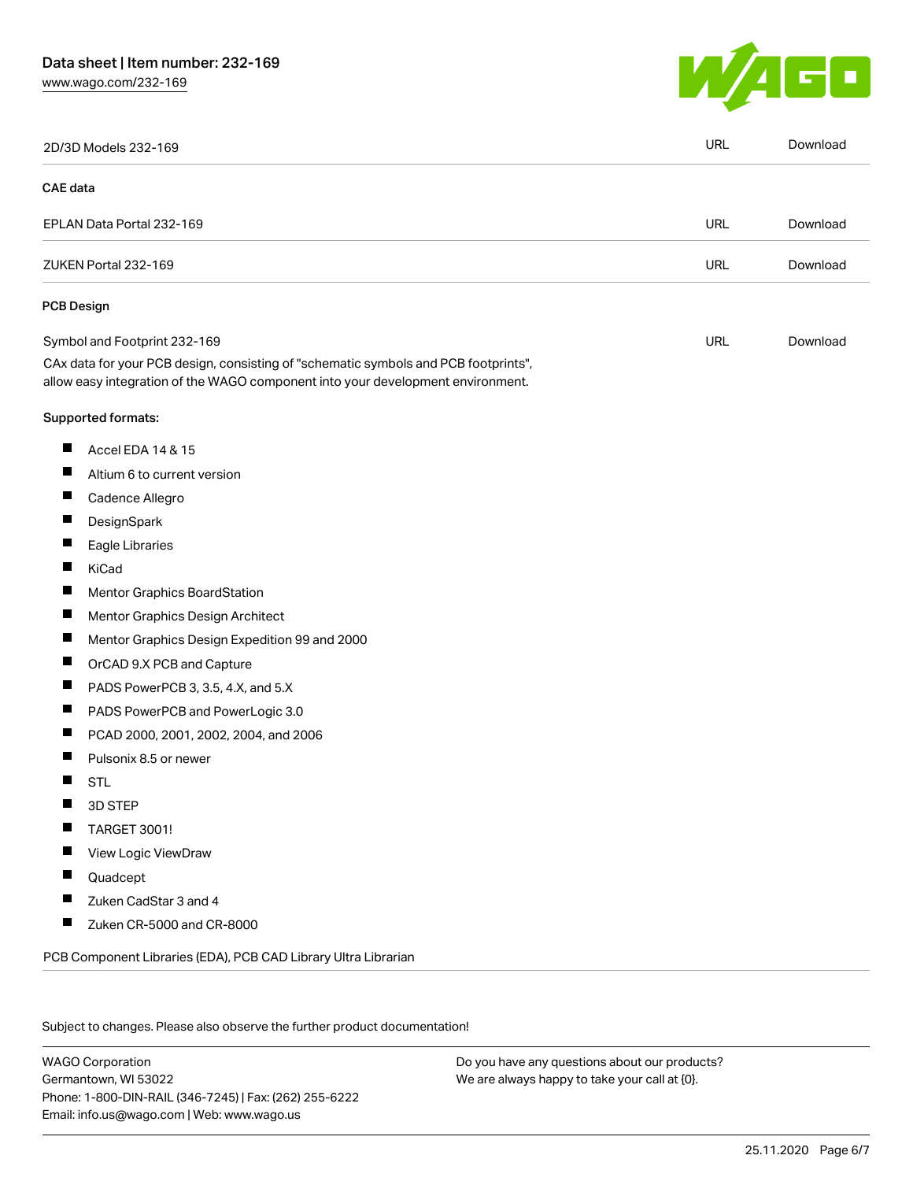| 2D/3D Models 232-169 | URL | Download |
| --- | --- | --- |

**CAE data**

| EPLAN Data Portal 232-169 | URL | Download |
| --- | --- | --- |
| ZUKEN Portal 232-169 | URL | Download |

**PCB Design**

| Symbol and Footprint 232-169 | URL | Download |
| --- | --- | --- |

CAx data for your PCB design, consisting of "schematic symbols and PCB footprints", allow easy integration of the WAGO component into your development environment.

**Supported formats:**

- Accel EDA 14 & 15
- Altium 6 to current version
- Cadence Allegro
- DesignSpark
- Eagle Libraries
- KiCad
- Mentor Graphics BoardStation
- Mentor Graphics Design Architect
- Mentor Graphics Design Expedition 99 and 2000
- OrCAD 9.X PCB and Capture
- PADS PowerPCB 3, 3.5, 4.X, and 5.X
- PADS PowerPCB and PowerLogic 3.0
- PCAD 2000, 2001, 2002, 2004, and 2006
- Pulsonix 8.5 or newer
- STL
- 3D STEP
- TARGET 3001!
- View Logic ViewDraw
- Quadcept
- Zuken CadStar 3 and 4
- Zuken CR-5000 and CR-8000

PCB Component Libraries (EDA), PCB CAD Library Ultra Librarian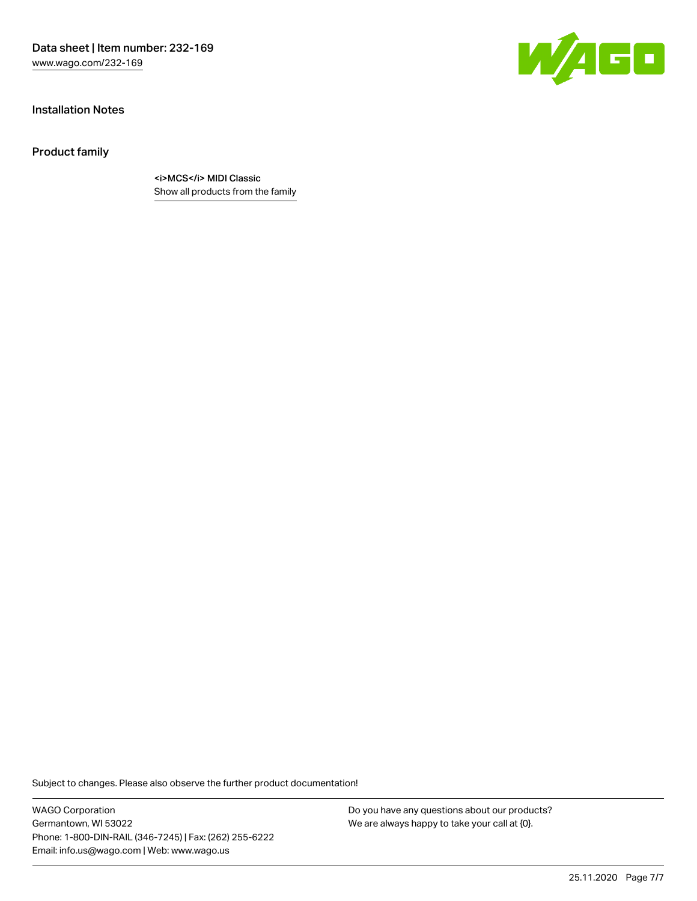## Installation Notes

## Product family

<i>MCS</i> MIDI Classic
Show all products from the family

Subject to changes. Please also observe the further product documentation!

WAGO Corporation
Germantown, WI 53022
Phone: 1-800-DIN-RAIL (346-7245) | Fax: (262) 255-6222
Email: info.us@wago.com | Web: www.wago.us

Do you have any questions about our products?
We are always happy to take your call at {0}.